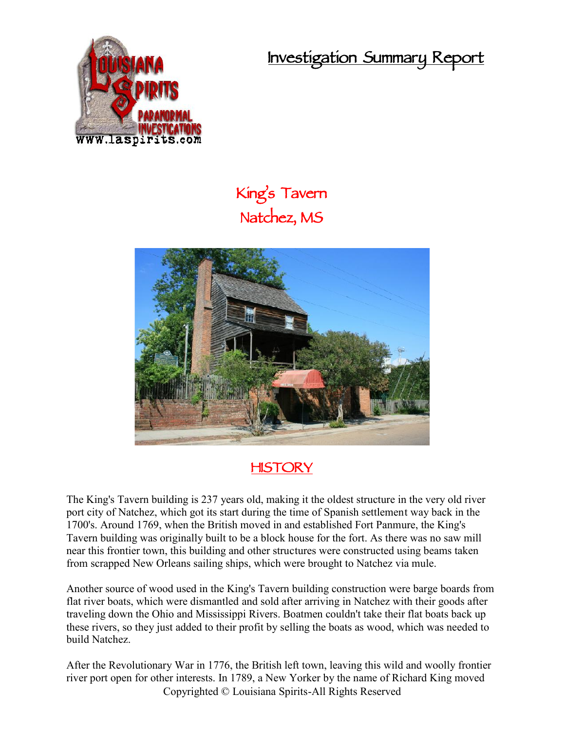# Investigation Summary Report

## King's Tavern
## Natchez, MS

## HISTORY

The King's Tavern building is 237 years old, making it the oldest structure in the very old river port city of Natchez, which got its start during the time of Spanish settlement way back in the 1700's. Around 1769, when the British moved in and established Fort Panmure, the King's Tavern building was originally built to be a block house for the fort. As there was no saw mill near this frontier town, this building and other structures were constructed using beams taken from scrapped New Orleans sailing ships, which were brought to Natchez via mule.

Another source of wood used in the King's Tavern building construction were barge boards from flat river boats, which were dismantled and sold after arriving in Natchez with their goods after traveling down the Ohio and Mississippi Rivers. Boatmen couldn't take their flat boats back up these rivers, so they just added to their profit by selling the boats as wood, which was needed to build Natchez.

After the Revolutionary War in 1776, the British left town, leaving this wild and woolly frontier river port open for other interests. In 1789, a New Yorker by the name of Richard King moved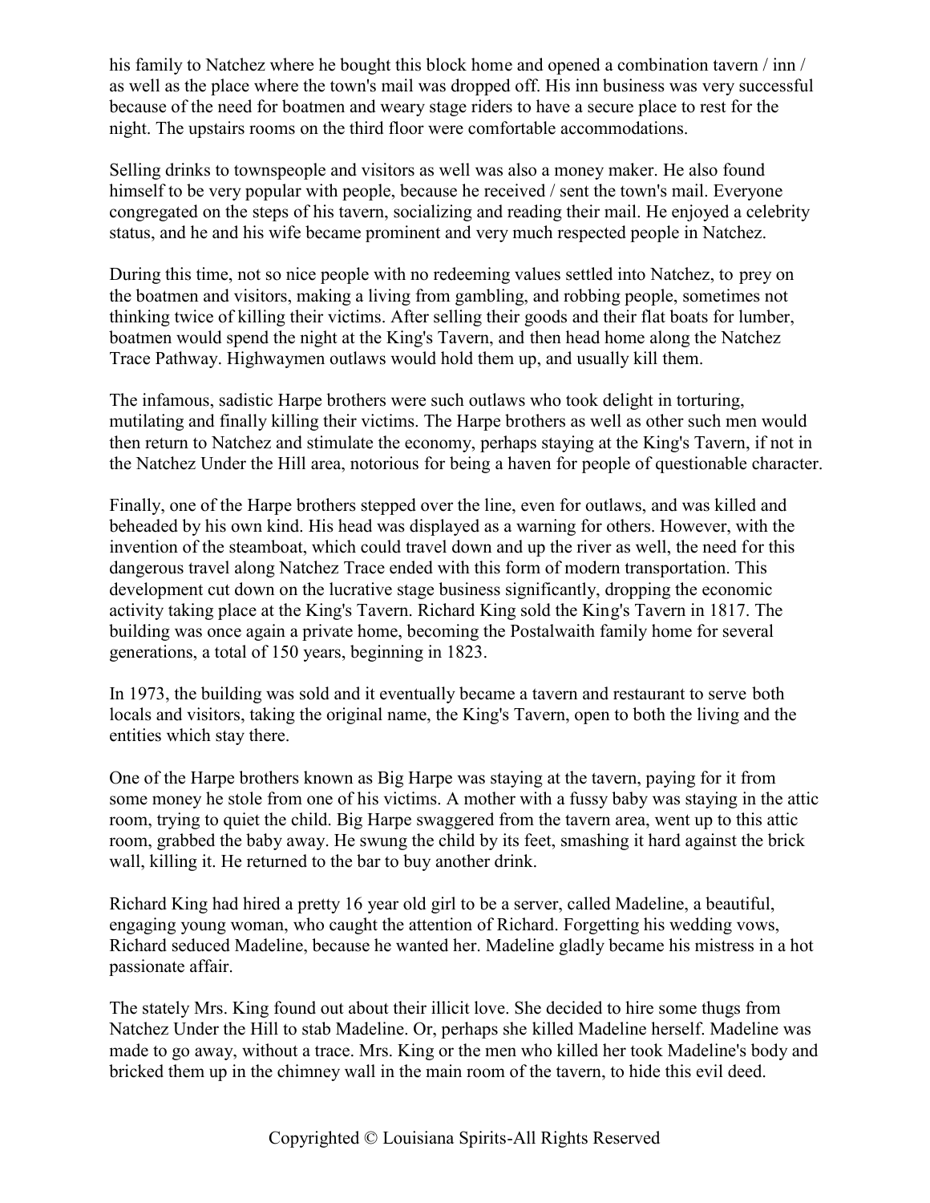his family to Natchez where he bought this block home and opened a combination tavern / inn / as well as the place where the town's mail was dropped off. His inn business was very successful because of the need for boatmen and weary stage riders to have a secure place to rest for the night. The upstairs rooms on the third floor were comfortable accommodations.

Selling drinks to townspeople and visitors as well was also a money maker. He also found himself to be very popular with people, because he received / sent the town's mail. Everyone congregated on the steps of his tavern, socializing and reading their mail. He enjoyed a celebrity status, and he and his wife became prominent and very much respected people in Natchez.

During this time, not so nice people with no redeeming values settled into Natchez, to prey on the boatmen and visitors, making a living from gambling, and robbing people, sometimes not thinking twice of killing their victims. After selling their goods and their flat boats for lumber, boatmen would spend the night at the King's Tavern, and then head home along the Natchez Trace Pathway. Highwaymen outlaws would hold them up, and usually kill them.

The infamous, sadistic Harpe brothers were such outlaws who took delight in torturing, mutilating and finally killing their victims. The Harpe brothers as well as other such men would then return to Natchez and stimulate the economy, perhaps staying at the King's Tavern, if not in the Natchez Under the Hill area, notorious for being a haven for people of questionable character.

Finally, one of the Harpe brothers stepped over the line, even for outlaws, and was killed and beheaded by his own kind. His head was displayed as a warning for others. However, with the invention of the steamboat, which could travel down and up the river as well, the need for this dangerous travel along Natchez Trace ended with this form of modern transportation. This development cut down on the lucrative stage business significantly, dropping the economic activity taking place at the King's Tavern. Richard King sold the King's Tavern in 1817. The building was once again a private home, becoming the Postalwaith family home for several generations, a total of 150 years, beginning in 1823.

In 1973, the building was sold and it eventually became a tavern and restaurant to serve both locals and visitors, taking the original name, the King's Tavern, open to both the living and the entities which stay there.

One of the Harpe brothers known as Big Harpe was staying at the tavern, paying for it from some money he stole from one of his victims. A mother with a fussy baby was staying in the attic room, trying to quiet the child. Big Harpe swaggered from the tavern area, went up to this attic room, grabbed the baby away. He swung the child by its feet, smashing it hard against the brick wall, killing it. He returned to the bar to buy another drink.

Richard King had hired a pretty 16 year old girl to be a server, called Madeline, a beautiful, engaging young woman, who caught the attention of Richard. Forgetting his wedding vows, Richard seduced Madeline, because he wanted her. Madeline gladly became his mistress in a hot passionate affair.

The stately Mrs. King found out about their illicit love. She decided to hire some thugs from Natchez Under the Hill to stab Madeline. Or, perhaps she killed Madeline herself. Madeline was made to go away, without a trace. Mrs. King or the men who killed her took Madeline's body and bricked them up in the chimney wall in the main room of the tavern, to hide this evil deed.

Copyrighted © Louisiana Spirits-All Rights Reserved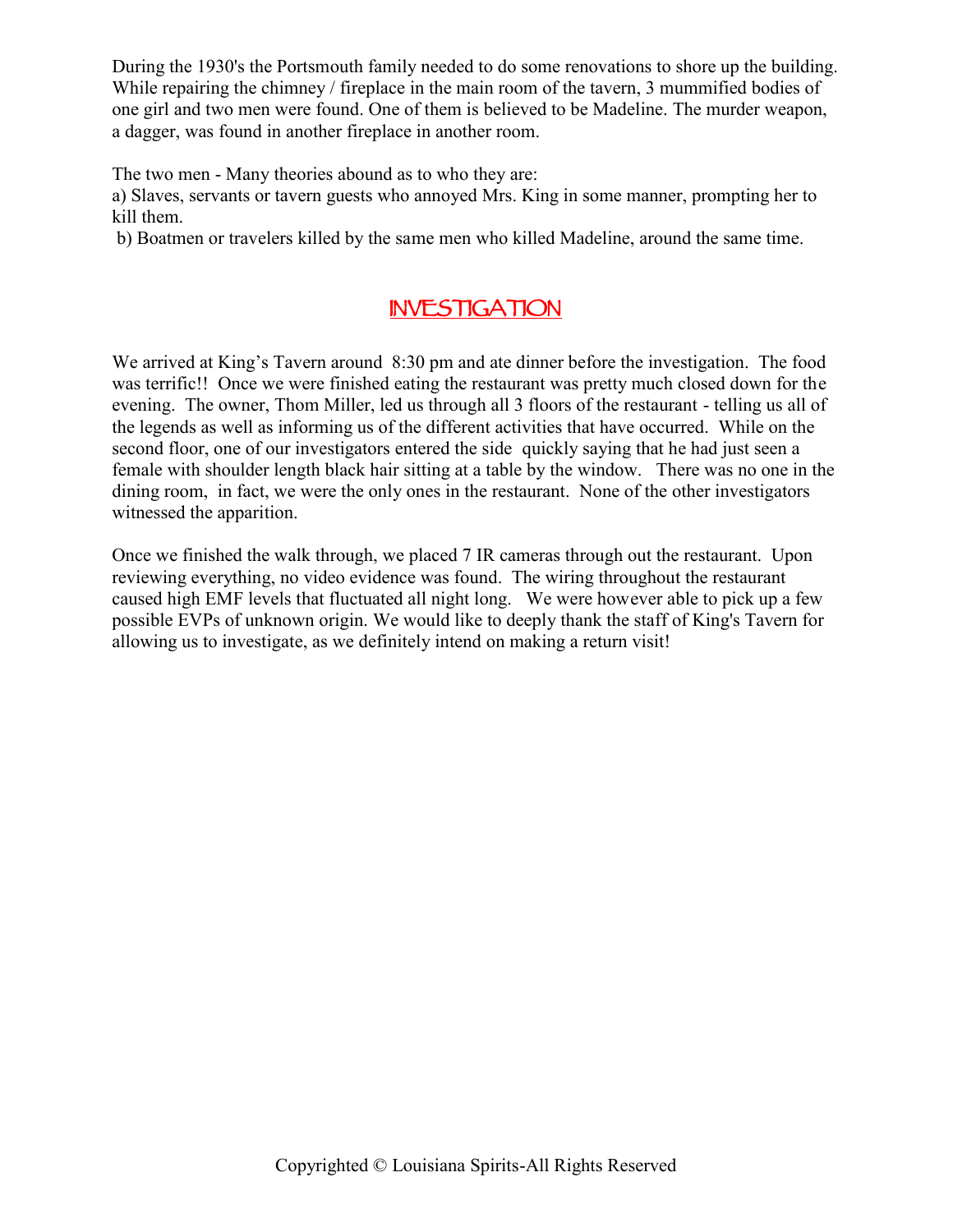During the 1930's the Portsmouth family needed to do some renovations to shore up the building. While repairing the chimney / fireplace in the main room of the tavern, 3 mummified bodies of one girl and two men were found. One of them is believed to be Madeline. The murder weapon, a dagger, was found in another fireplace in another room.

The two men - Many theories abound as to who they are:
a) Slaves, servants or tavern guests who annoyed Mrs. King in some manner, prompting her to kill them.
b) Boatmen or travelers killed by the same men who killed Madeline, around the same time.

## INVESTIGATION

We arrived at King's Tavern around 8:30 pm and ate dinner before the investigation. The food was terrific!! Once we were finished eating the restaurant was pretty much closed down for the evening. The owner, Thom Miller, led us through all 3 floors of the restaurant - telling us all of the legends as well as informing us of the different activities that have occurred. While on the second floor, one of our investigators entered the side quickly saying that he had just seen a female with shoulder length black hair sitting at a table by the window. There was no one in the dining room, in fact, we were the only ones in the restaurant. None of the other investigators witnessed the apparition.

Once we finished the walk through, we placed 7 IR cameras through out the restaurant. Upon reviewing everything, no video evidence was found. The wiring throughout the restaurant caused high EMF levels that fluctuated all night long. We were however able to pick up a few possible EVPs of unknown origin. We would like to deeply thank the staff of King's Tavern for allowing us to investigate, as we definitely intend on making a return visit!